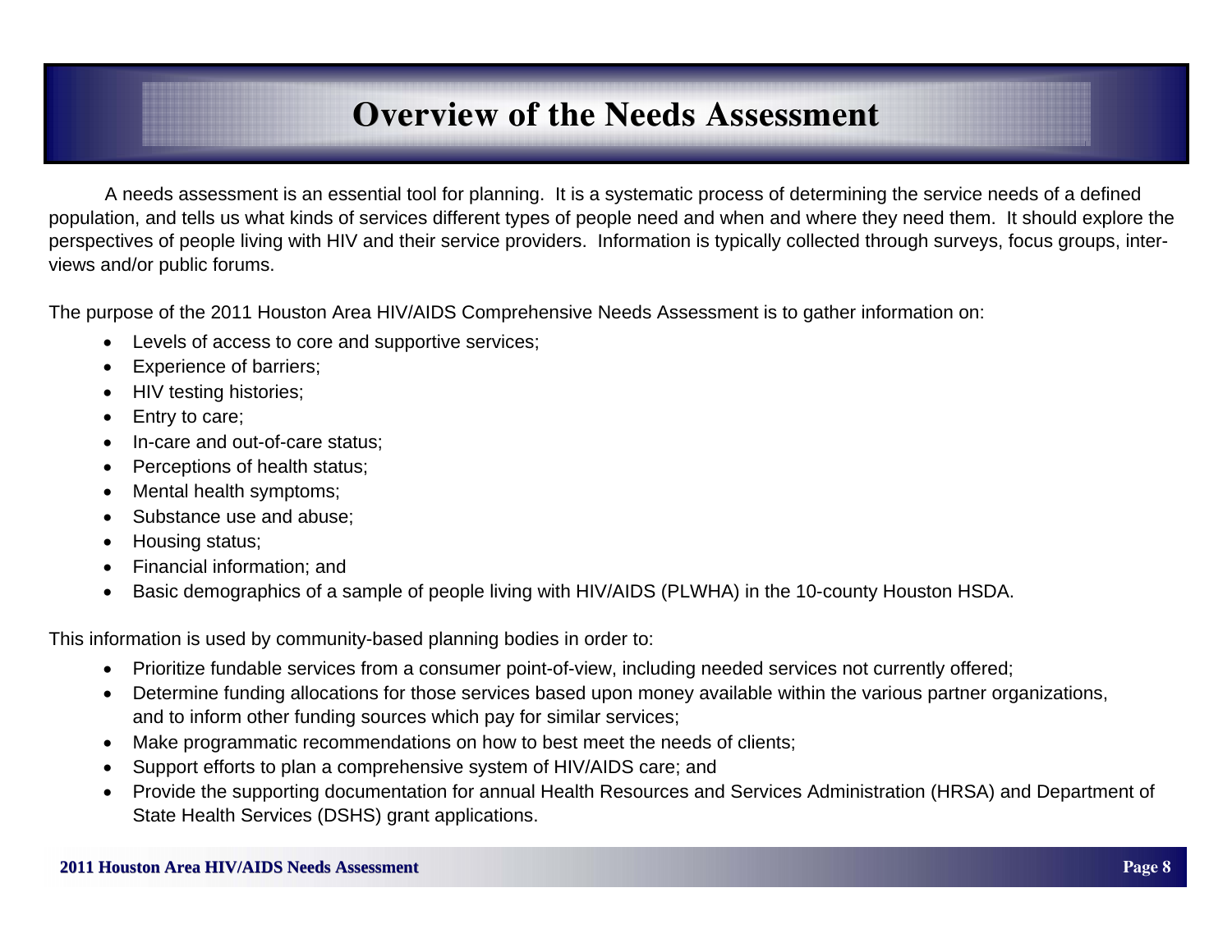# Overview of the Needs Assessment

A needs assessment is an essential tool for planning. It is a systematic process of determining the service needs of a defined population, and tells us what kinds of services different types of people need and when and where they need them. It should explore the perspectives of people living with HIV and their service providers. Information is typically collected through surveys, focus groups, interviews and/or public forums.

The purpose of the 2011 Houston Area HIV/AIDS Comprehensive Needs Assessment is to gather information on:

- Levels of access to core and supportive services;
- Experience of barriers;
- HIV testing histories;
- Entry to care;
- In-care and out-of-care status;
- Perceptions of health status;
- Mental health symptoms;
- Substance use and abuse;
- Housing status;
- Financial information; and
- Basic demographics of a sample of people living with HIV/AIDS (PLWHA) in the 10-county Houston HSDA.

This information is used by community-based planning bodies in order to:

- Prioritize fundable services from a consumer point-of-view, including needed services not currently offered;
- Determine funding allocations for those services based upon money available within the various partner organizations, and to inform other funding sources which pay for similar services;
- Make programmatic recommendations on how to best meet the needs of clients;
- Support efforts to plan a comprehensive system of HIV/AIDS care; and
- Provide the supporting documentation for annual Health Resources and Services Administration (HRSA) and Department of State Health Services (DSHS) grant applications.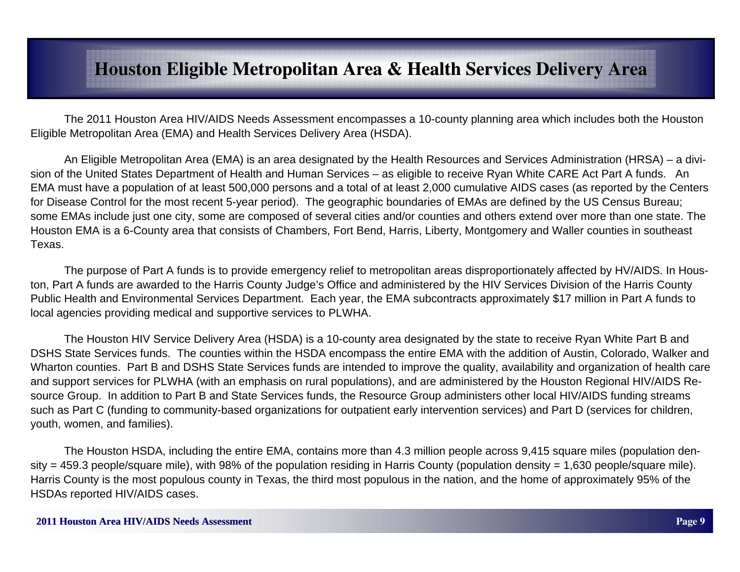# Houston Eligible Metropolitan Area & Health Services Delivery Area

The 2011 Houston Area HIV/AIDS Needs Assessment encompasses a 10-county planning area which includes both the Houston Eligible Metropolitan Area (EMA) and Health Services Delivery Area (HSDA).

An Eligible Metropolitan Area (EMA) is an area designated by the Health Resources and Services Administration (HRSA) – a division of the United States Department of Health and Human Services – as eligible to receive Ryan White CARE Act Part A funds. An EMA must have a population of at least 500,000 persons and a total of at least 2,000 cumulative AIDS cases (as reported by the Centers for Disease Control for the most recent 5-year period). The geographic boundaries of EMAs are defined by the US Census Bureau; some EMAs include just one city, some are composed of several cities and/or counties and others extend over more than one state. The Houston EMA is a 6-County area that consists of Chambers, Fort Bend, Harris, Liberty, Montgomery and Waller counties in southeast Texas.

The purpose of Part A funds is to provide emergency relief to metropolitan areas disproportionately affected by HV/AIDS. In Houston, Part A funds are awarded to the Harris County Judge's Office and administered by the HIV Services Division of the Harris County Public Health and Environmental Services Department. Each year, the EMA subcontracts approximately $17 million in Part A funds to local agencies providing medical and supportive services to PLWHA.

The Houston HIV Service Delivery Area (HSDA) is a 10-county area designated by the state to receive Ryan White Part B and DSHS State Services funds. The counties within the HSDA encompass the entire EMA with the addition of Austin, Colorado, Walker and Wharton counties. Part B and DSHS State Services funds are intended to improve the quality, availability and organization of health care and support services for PLWHA (with an emphasis on rural populations), and are administered by the Houston Regional HIV/AIDS Resource Group. In addition to Part B and State Services funds, the Resource Group administers other local HIV/AIDS funding streams such as Part C (funding to community-based organizations for outpatient early intervention services) and Part D (services for children, youth, women, and families).

The Houston HSDA, including the entire EMA, contains more than 4.3 million people across 9,415 square miles (population density = 459.3 people/square mile), with 98% of the population residing in Harris County (population density = 1,630 people/square mile). Harris County is the most populous county in Texas, the third most populous in the nation, and the home of approximately 95% of the HSDAs reported HIV/AIDS cases.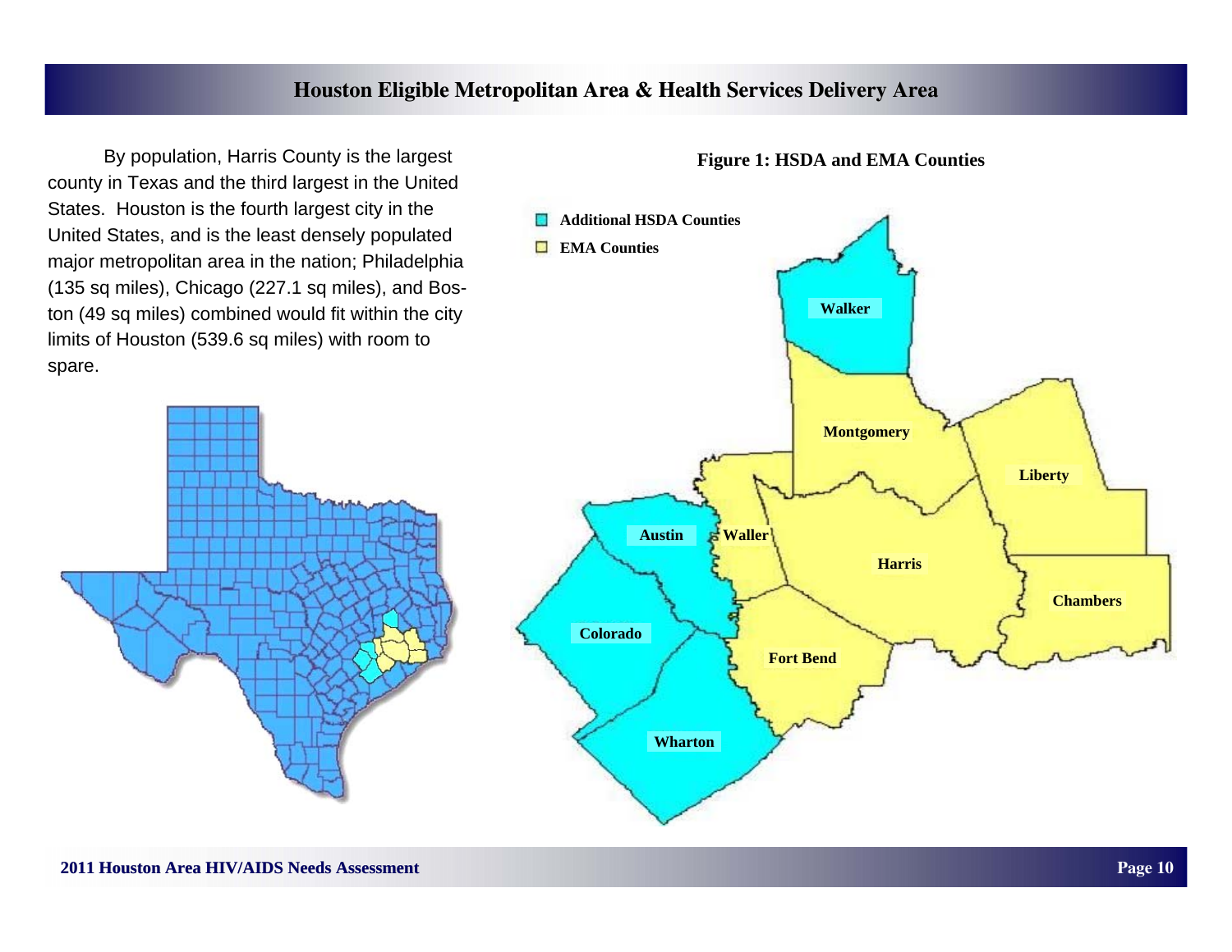# Houston Eligible Metropolitan Area & Health Services Delivery Area

By population, Harris County is the largest county in Texas and the third largest in the United States. Houston is the fourth largest city in the United States, and is the least densely populated major metropolitan area in the nation; Philadelphia (135 sq miles), Chicago (227.1 sq miles), and Boston (49 sq miles) combined would fit within the city limits of Houston (539.6 sq miles) with room to spare.

**Figure 1: HSDA and EMA Counties**

Additional HSDA Counties

EMA Counties

Walker

Montgomery

Liberty

Austin

Waller

Harris

Chambers

Colorado

Fort Bend

Wharton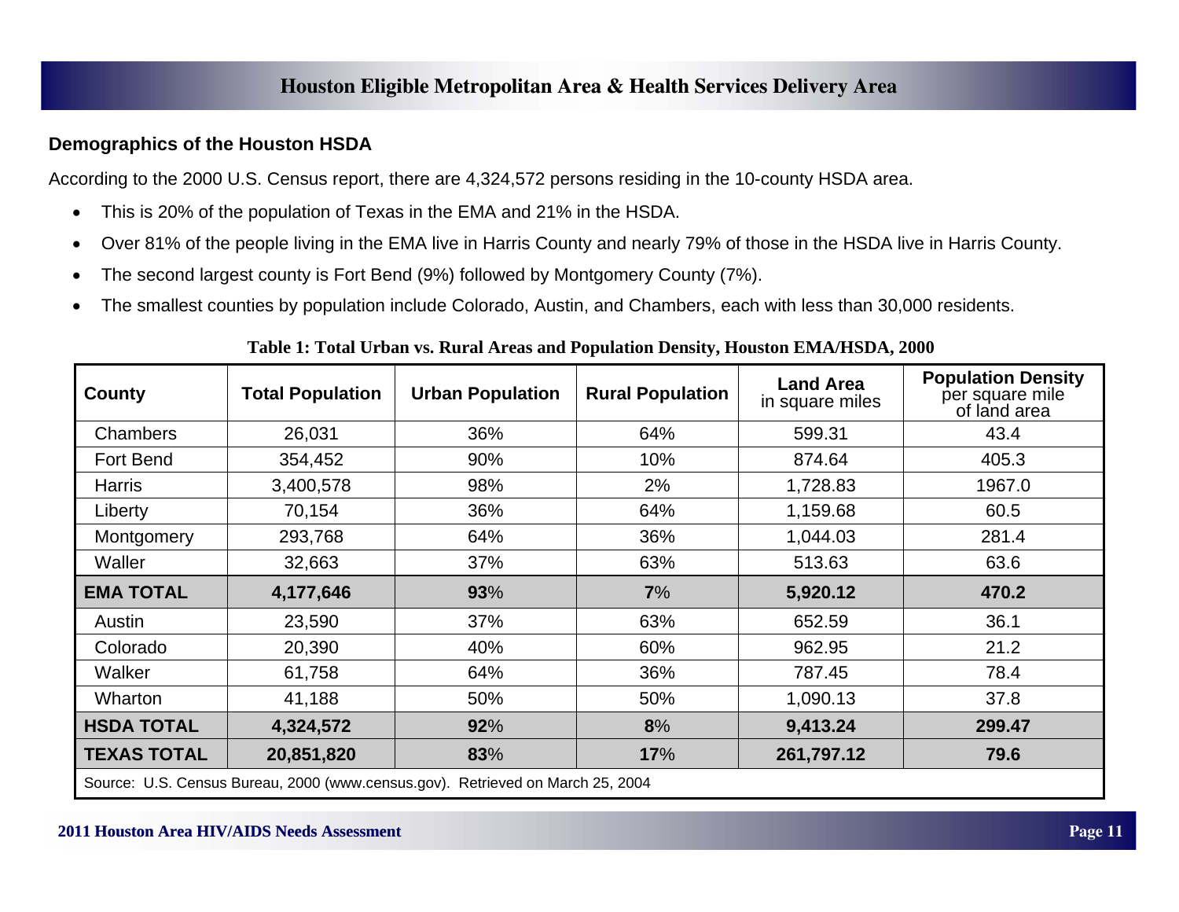## Demographics of the Houston HSDA

According to the 2000 U.S. Census report, there are 4,324,572 persons residing in the 10-county HSDA area.

- This is 20% of the population of Texas in the EMA and 21% in the HSDA.
- Over 81% of the people living in the EMA live in Harris County and nearly 79% of those in the HSDA live in Harris County.
- The second largest county is Fort Bend (9%) followed by Montgomery County (7%).
- The smallest counties by population include Colorado, Austin, and Chambers, each with less than 30,000 residents.

**Table 1: Total Urban vs. Rural Areas and Population Density, Houston EMA/HSDA, 2000**

| County | Total Population | Urban Population | Rural Population | Land Area in square miles | Population Density per square mile of land area |
|---|---|---|---|---|---|
| Chambers | 26,031 | 36% | 64% | 599.31 | 43.4 |
| Fort Bend | 354,452 | 90% | 10% | 874.64 | 405.3 |
| Harris | 3,400,578 | 98% | 2% | 1,728.83 | 1967.0 |
| Liberty | 70,154 | 36% | 64% | 1,159.68 | 60.5 |
| Montgomery | 293,768 | 64% | 36% | 1,044.03 | 281.4 |
| Waller | 32,663 | 37% | 63% | 513.63 | 63.6 |
| **EMA TOTAL** | **4,177,646** | **93**% | **7**% | **5,920.12** | **470.2** |
| Austin | 23,590 | 37% | 63% | 652.59 | 36.1 |
| Colorado | 20,390 | 40% | 60% | 962.95 | 21.2 |
| Walker | 61,758 | 64% | 36% | 787.45 | 78.4 |
| Wharton | 41,188 | 50% | 50% | 1,090.13 | 37.8 |
| **HSDA TOTAL** | **4,324,572** | **92**% | **8**% | **9,413.24** | **299.47** |
| **TEXAS TOTAL** | **20,851,820** | **83**% | **17**% | **261,797.12** | **79.6** |

Source: U.S. Census Bureau, 2000 (www.census.gov). Retrieved on March 25, 2004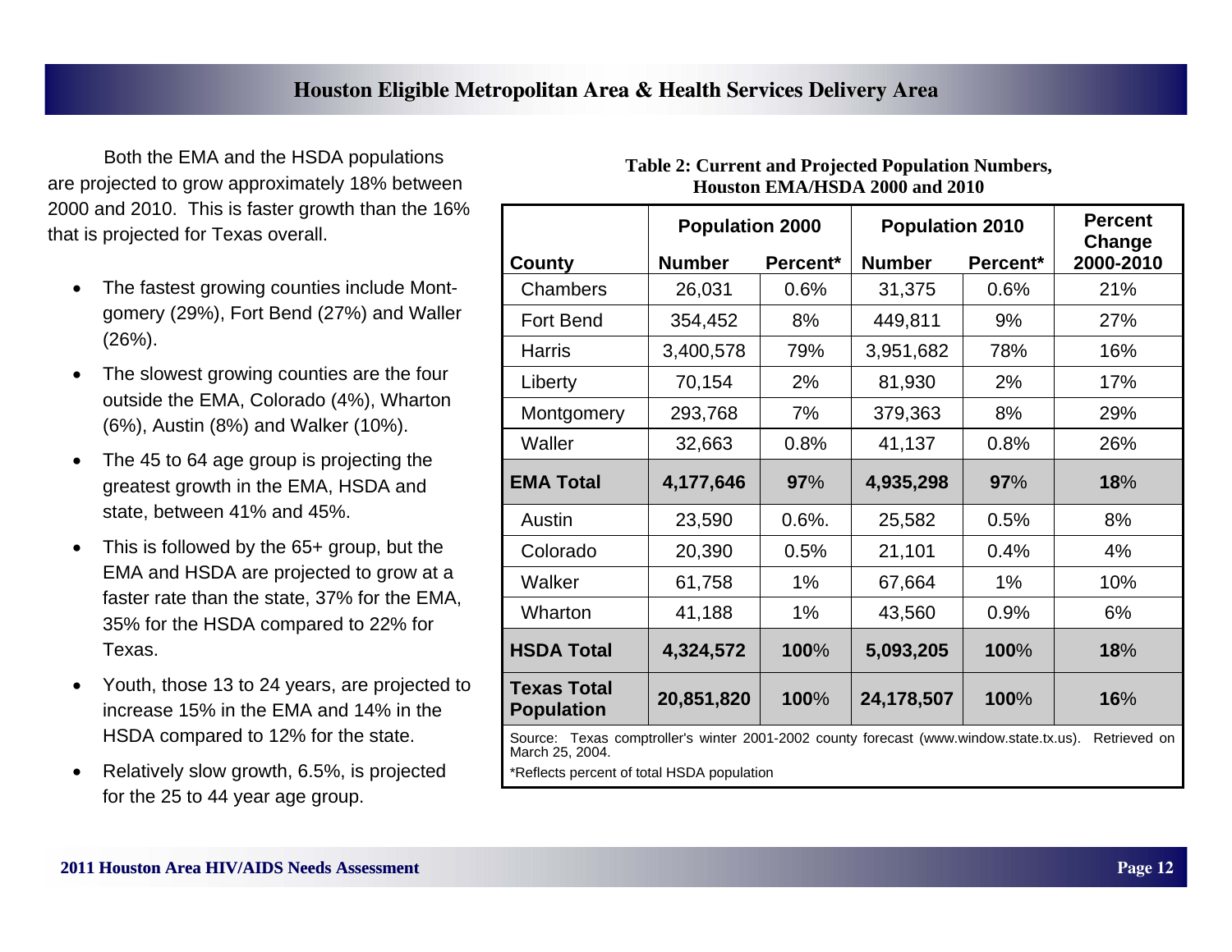## Houston Eligible Metropolitan Area & Health Services Delivery Area

Both the EMA and the HSDA populations are projected to grow approximately 18% between 2000 and 2010. This is faster growth than the 16% that is projected for Texas overall.

- The fastest growing counties include Montgomery (29%), Fort Bend (27%) and Waller (26%).
- The slowest growing counties are the four outside the EMA, Colorado (4%), Wharton (6%), Austin (8%) and Walker (10%).
- The 45 to 64 age group is projecting the greatest growth in the EMA, HSDA and state, between 41% and 45%.
- This is followed by the 65+ group, but the EMA and HSDA are projected to grow at a faster rate than the state, 37% for the EMA, 35% for the HSDA compared to 22% for Texas.
- Youth, those 13 to 24 years, are projected to increase 15% in the EMA and 14% in the HSDA compared to 12% for the state.
- Relatively slow growth, 6.5%, is projected for the 25 to 44 year age group.

**Table 2: Current and Projected Population Numbers, Houston EMA/HSDA 2000 and 2010**

| | Population 2000 | | Population 2010 | | Percent Change |
|---|---|---|---|---|---|
| **County** | **Number** | **Percent*** | **Number** | **Percent*** | **2000-2010** |
| Chambers | 26,031 | 0.6% | 31,375 | 0.6% | 21% |
| Fort Bend | 354,452 | 8% | 449,811 | 9% | 27% |
| Harris | 3,400,578 | 79% | 3,951,682 | 78% | 16% |
| Liberty | 70,154 | 2% | 81,930 | 2% | 17% |
| Montgomery | 293,768 | 7% | 379,363 | 8% | 29% |
| Waller | 32,663 | 0.8% | 41,137 | 0.8% | 26% |
| **EMA Total** | **4,177,646** | **97**% | **4,935,298** | **97**% | **18**% |
| Austin | 23,590 | 0.6%. | 25,582 | 0.5% | 8% |
| Colorado | 20,390 | 0.5% | 21,101 | 0.4% | 4% |
| Walker | 61,758 | 1% | 67,664 | 1% | 10% |
| Wharton | 41,188 | 1% | 43,560 | 0.9% | 6% |
| **HSDA Total** | **4,324,572** | **100**% | **5,093,205** | **100**% | **18**% |
| **Texas Total Population** | **20,851,820** | **100**% | **24,178,507** | **100**% | **16**% |

Source: Texas comptroller's winter 2001-2002 county forecast (www.window.state.tx.us). Retrieved on March 25, 2004.

*Reflects percent of total HSDA population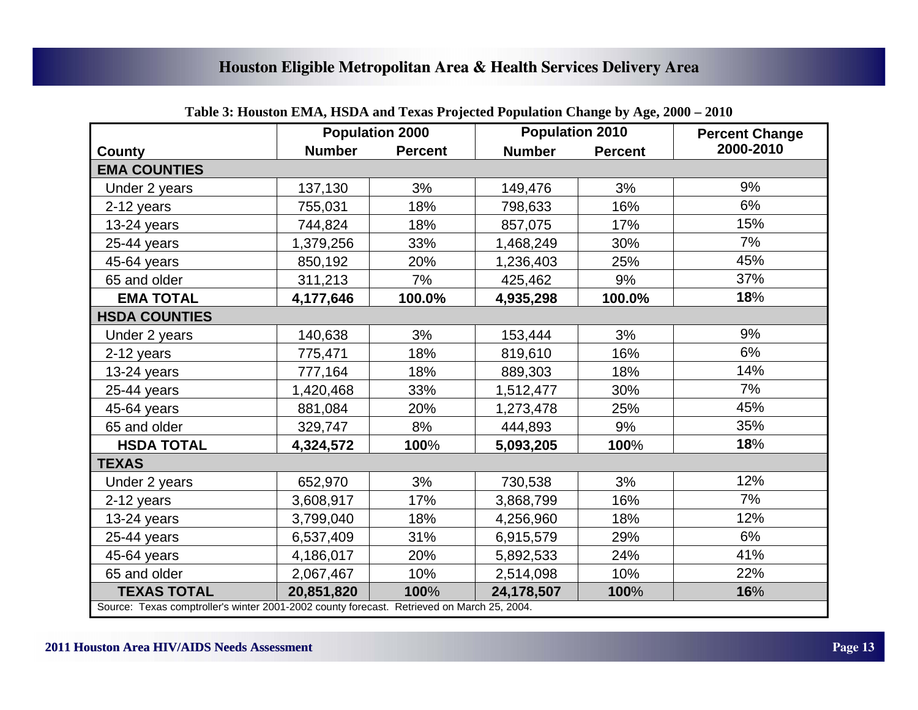## Houston Eligible Metropolitan Area & Health Services Delivery Area

**Table 3: Houston EMA, HSDA and Texas Projected Population Change by Age, 2000 – 2010**

| | Population 2000 | | Population 2010 | | Percent Change |
|---|---|---|---|---|---|
| County | Number | Percent | Number | Percent | 2000-2010 |
| **EMA COUNTIES** | | | | | |
| Under 2 years | 137,130 | 3% | 149,476 | 3% | 9% |
| 2-12 years | 755,031 | 18% | 798,633 | 16% | 6% |
| 13-24 years | 744,824 | 18% | 857,075 | 17% | 15% |
| 25-44 years | 1,379,256 | 33% | 1,468,249 | 30% | 7% |
| 45-64 years | 850,192 | 20% | 1,236,403 | 25% | 45% |
| 65 and older | 311,213 | 7% | 425,462 | 9% | 37% |
| **EMA TOTAL** | **4,177,646** | **100.0%** | **4,935,298** | **100.0%** | **18**% |
| **HSDA COUNTIES** | | | | | |
| Under 2 years | 140,638 | 3% | 153,444 | 3% | 9% |
| 2-12 years | 775,471 | 18% | 819,610 | 16% | 6% |
| 13-24 years | 777,164 | 18% | 889,303 | 18% | 14% |
| 25-44 years | 1,420,468 | 33% | 1,512,477 | 30% | 7% |
| 45-64 years | 881,084 | 20% | 1,273,478 | 25% | 45% |
| 65 and older | 329,747 | 8% | 444,893 | 9% | 35% |
| **HSDA TOTAL** | **4,324,572** | **100**% | **5,093,205** | **100**% | **18**% |
| **TEXAS** | | | | | |
| Under 2 years | 652,970 | 3% | 730,538 | 3% | 12% |
| 2-12 years | 3,608,917 | 17% | 3,868,799 | 16% | 7% |
| 13-24 years | 3,799,040 | 18% | 4,256,960 | 18% | 12% |
| 25-44 years | 6,537,409 | 31% | 6,915,579 | 29% | 6% |
| 45-64 years | 4,186,017 | 20% | 5,892,533 | 24% | 41% |
| 65 and older | 2,067,467 | 10% | 2,514,098 | 10% | 22% |
| **TEXAS TOTAL** | **20,851,820** | **100**% | **24,178,507** | **100**% | **16**% |

Source: Texas comptroller's winter 2001-2002 county forecast. Retrieved on March 25, 2004.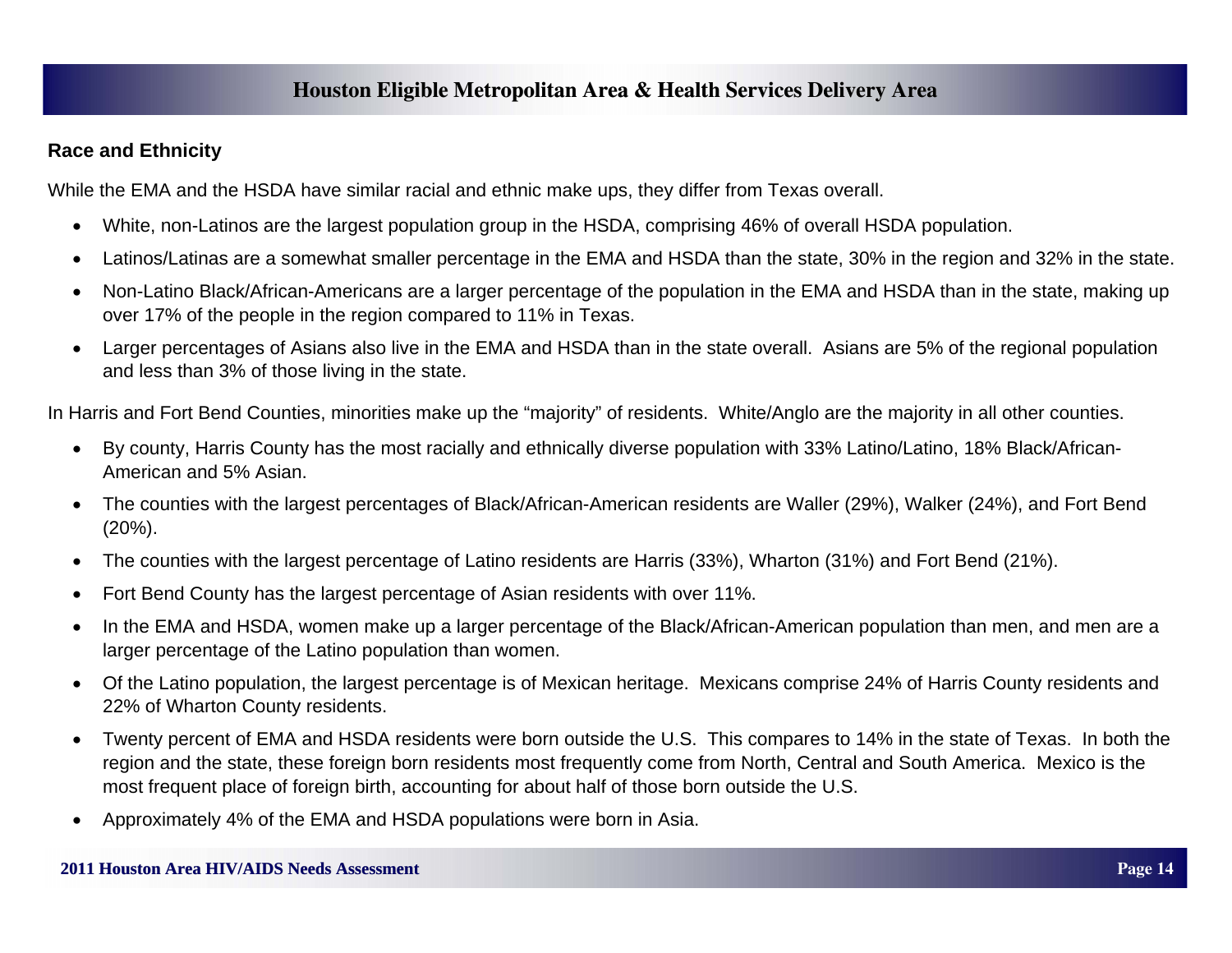## Race and Ethnicity

While the EMA and the HSDA have similar racial and ethnic make ups, they differ from Texas overall.

- White, non-Latinos are the largest population group in the HSDA, comprising 46% of overall HSDA population.
- Latinos/Latinas are a somewhat smaller percentage in the EMA and HSDA than the state, 30% in the region and 32% in the state.
- Non-Latino Black/African-Americans are a larger percentage of the population in the EMA and HSDA than in the state, making up over 17% of the people in the region compared to 11% in Texas.
- Larger percentages of Asians also live in the EMA and HSDA than in the state overall. Asians are 5% of the regional population and less than 3% of those living in the state.

In Harris and Fort Bend Counties, minorities make up the "majority" of residents. White/Anglo are the majority in all other counties.

- By county, Harris County has the most racially and ethnically diverse population with 33% Latino/Latino, 18% Black/African-American and 5% Asian.
- The counties with the largest percentages of Black/African-American residents are Waller (29%), Walker (24%), and Fort Bend (20%).
- The counties with the largest percentage of Latino residents are Harris (33%), Wharton (31%) and Fort Bend (21%).
- Fort Bend County has the largest percentage of Asian residents with over 11%.
- In the EMA and HSDA, women make up a larger percentage of the Black/African-American population than men, and men are a larger percentage of the Latino population than women.
- Of the Latino population, the largest percentage is of Mexican heritage. Mexicans comprise 24% of Harris County residents and 22% of Wharton County residents.
- Twenty percent of EMA and HSDA residents were born outside the U.S. This compares to 14% in the state of Texas. In both the region and the state, these foreign born residents most frequently come from North, Central and South America. Mexico is the most frequent place of foreign birth, accounting for about half of those born outside the U.S.
- Approximately 4% of the EMA and HSDA populations were born in Asia.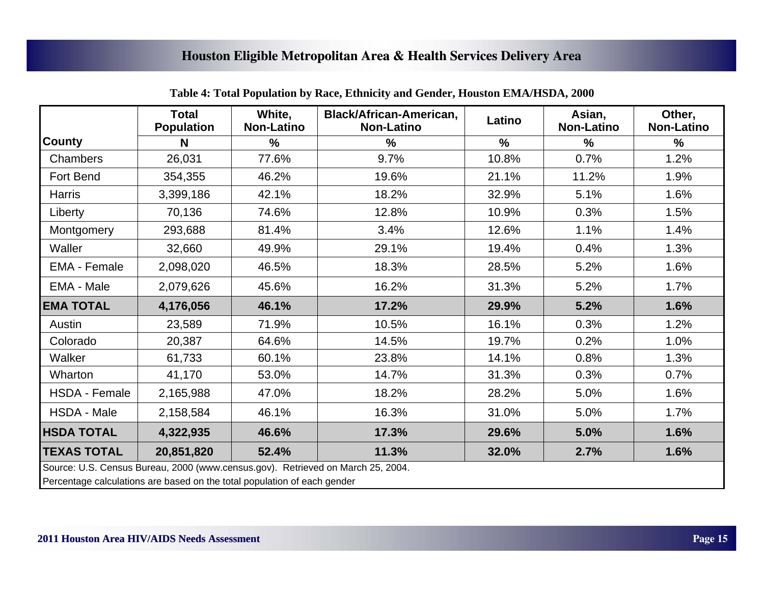## Houston Eligible Metropolitan Area & Health Services Delivery Area

**Table 4: Total Population by Race, Ethnicity and Gender, Houston EMA/HSDA, 2000**

| County | Total Population | White, Non-Latino | Black/African-American, Non-Latino | Latino | Asian, Non-Latino | Other, Non-Latino |
|---|---|---|---|---|---|---|
| | N | % | % | % | % | % |
| Chambers | 26,031 | 77.6% | 9.7% | 10.8% | 0.7% | 1.2% |
| Fort Bend | 354,355 | 46.2% | 19.6% | 21.1% | 11.2% | 1.9% |
| Harris | 3,399,186 | 42.1% | 18.2% | 32.9% | 5.1% | 1.6% |
| Liberty | 70,136 | 74.6% | 12.8% | 10.9% | 0.3% | 1.5% |
| Montgomery | 293,688 | 81.4% | 3.4% | 12.6% | 1.1% | 1.4% |
| Waller | 32,660 | 49.9% | 29.1% | 19.4% | 0.4% | 1.3% |
| EMA - Female | 2,098,020 | 46.5% | 18.3% | 28.5% | 5.2% | 1.6% |
| EMA - Male | 2,079,626 | 45.6% | 16.2% | 31.3% | 5.2% | 1.7% |
| **EMA TOTAL** | **4,176,056** | **46.1%** | **17.2%** | **29.9%** | **5.2%** | **1.6%** |
| Austin | 23,589 | 71.9% | 10.5% | 16.1% | 0.3% | 1.2% |
| Colorado | 20,387 | 64.6% | 14.5% | 19.7% | 0.2% | 1.0% |
| Walker | 61,733 | 60.1% | 23.8% | 14.1% | 0.8% | 1.3% |
| Wharton | 41,170 | 53.0% | 14.7% | 31.3% | 0.3% | 0.7% |
| HSDA - Female | 2,165,988 | 47.0% | 18.2% | 28.2% | 5.0% | 1.6% |
| HSDA - Male | 2,158,584 | 46.1% | 16.3% | 31.0% | 5.0% | 1.7% |
| **HSDA TOTAL** | **4,322,935** | **46.6%** | **17.3%** | **29.6%** | **5.0%** | **1.6%** |
| **TEXAS TOTAL** | **20,851,820** | **52.4%** | **11.3%** | **32.0%** | **2.7%** | **1.6%** |

Source: U.S. Census Bureau, 2000 (www.census.gov). Retrieved on March 25, 2004.
Percentage calculations are based on the total population of each gender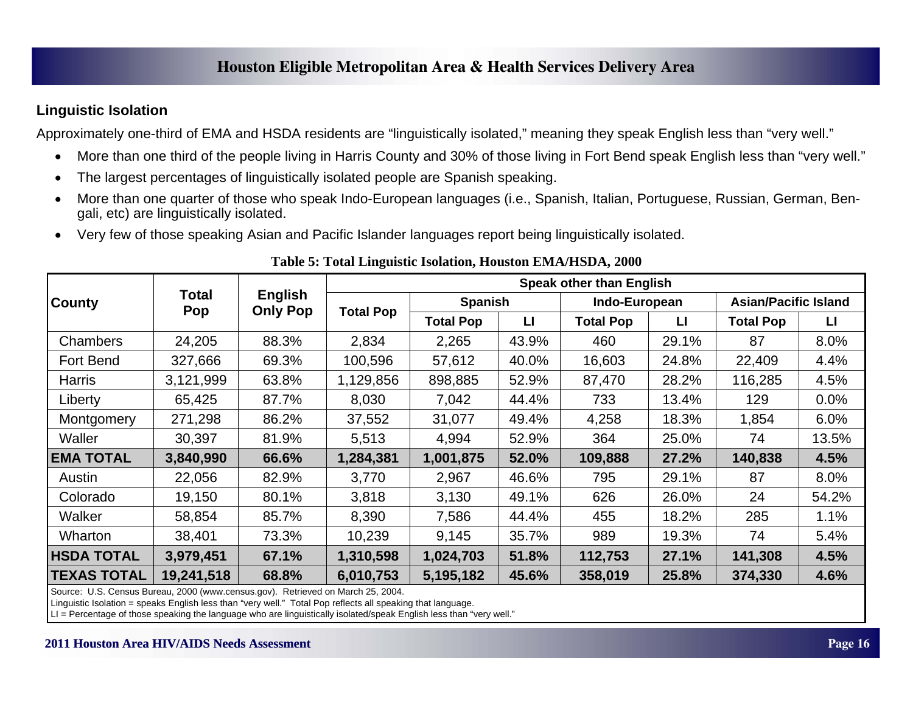## Linguistic Isolation

Approximately one-third of EMA and HSDA residents are "linguistically isolated," meaning they speak English less than "very well."

- More than one third of the people living in Harris County and 30% of those living in Fort Bend speak English less than "very well."
- The largest percentages of linguistically isolated people are Spanish speaking.
- More than one quarter of those who speak Indo-European languages (i.e., Spanish, Italian, Portuguese, Russian, German, Bengali, etc) are linguistically isolated.
- Very few of those speaking Asian and Pacific Islander languages report being linguistically isolated.

**Table 5: Total Linguistic Isolation, Houston EMA/HSDA, 2000**

| County | Total Pop | English Only Pop | Speak other than English | | | | | | |
|---|---|---|---|---|---|---|---|---|---|
| | | | Total Pop | Spanish | | Indo-European | | Asian/Pacific Island | |
| | | | | Total Pop | LI | Total Pop | LI | Total Pop | LI |
| Chambers | 24,205 | 88.3% | 2,834 | 2,265 | 43.9% | 460 | 29.1% | 87 | 8.0% |
| Fort Bend | 327,666 | 69.3% | 100,596 | 57,612 | 40.0% | 16,603 | 24.8% | 22,409 | 4.4% |
| Harris | 3,121,999 | 63.8% | 1,129,856 | 898,885 | 52.9% | 87,470 | 28.2% | 116,285 | 4.5% |
| Liberty | 65,425 | 87.7% | 8,030 | 7,042 | 44.4% | 733 | 13.4% | 129 | 0.0% |
| Montgomery | 271,298 | 86.2% | 37,552 | 31,077 | 49.4% | 4,258 | 18.3% | 1,854 | 6.0% |
| Waller | 30,397 | 81.9% | 5,513 | 4,994 | 52.9% | 364 | 25.0% | 74 | 13.5% |
| **EMA TOTAL** | **3,840,990** | **66.6%** | **1,284,381** | **1,001,875** | **52.0%** | **109,888** | **27.2%** | **140,838** | **4.5%** |
| Austin | 22,056 | 82.9% | 3,770 | 2,967 | 46.6% | 795 | 29.1% | 87 | 8.0% |
| Colorado | 19,150 | 80.1% | 3,818 | 3,130 | 49.1% | 626 | 26.0% | 24 | 54.2% |
| Walker | 58,854 | 85.7% | 8,390 | 7,586 | 44.4% | 455 | 18.2% | 285 | 1.1% |
| Wharton | 38,401 | 73.3% | 10,239 | 9,145 | 35.7% | 989 | 19.3% | 74 | 5.4% |
| **HSDA TOTAL** | **3,979,451** | **67.1%** | **1,310,598** | **1,024,703** | **51.8%** | **112,753** | **27.1%** | **141,308** | **4.5%** |
| **TEXAS TOTAL** | **19,241,518** | **68.8%** | **6,010,753** | **5,195,182** | **45.6%** | **358,019** | **25.8%** | **374,330** | **4.6%** |

Source: U.S. Census Bureau, 2000 (www.census.gov). Retrieved on March 25, 2004.
Linguistic Isolation = speaks English less than "very well." Total Pop reflects all speaking that language.
LI = Percentage of those speaking the language who are linguistically isolated/speak English less than "very well."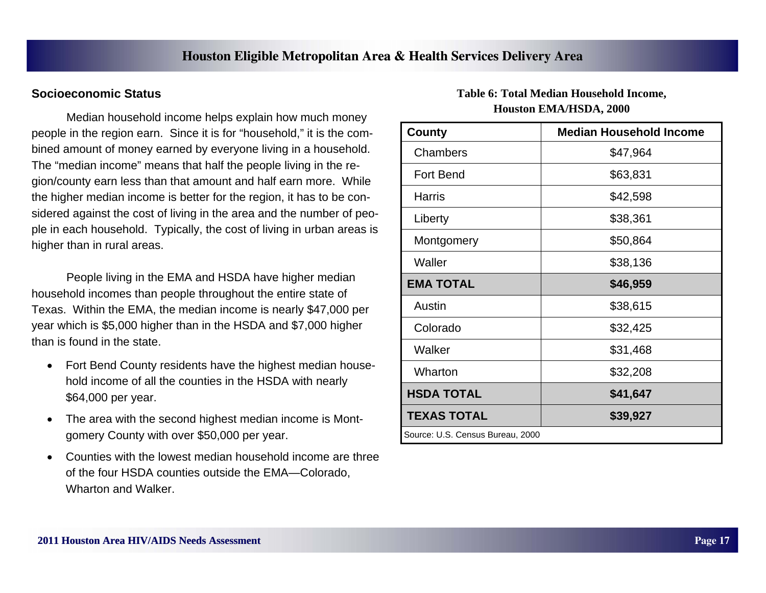## Socioeconomic Status

Median household income helps explain how much money people in the region earn. Since it is for "household," it is the combined amount of money earned by everyone living in a household. The "median income" means that half the people living in the region/county earn less than that amount and half earn more. While the higher median income is better for the region, it has to be considered against the cost of living in the area and the number of people in each household. Typically, the cost of living in urban areas is higher than in rural areas.

People living in the EMA and HSDA have higher median household incomes than people throughout the entire state of Texas. Within the EMA, the median income is nearly $47,000 per year which is $5,000 higher than in the HSDA and $7,000 higher than is found in the state.

- Fort Bend County residents have the highest median household income of all the counties in the HSDA with nearly $64,000 per year.
- The area with the second highest median income is Montgomery County with over $50,000 per year.
- Counties with the lowest median household income are three of the four HSDA counties outside the EMA—Colorado, Wharton and Walker.

**Table 6: Total Median Household Income, Houston EMA/HSDA, 2000**

| County | Median Household Income |
|---|---|
| Chambers | $47,964 |
| Fort Bend | $63,831 |
| Harris | $42,598 |
| Liberty | $38,361 |
| Montgomery | $50,864 |
| Waller | $38,136 |
| **EMA TOTAL** | **$46,959** |
| Austin | $38,615 |
| Colorado | $32,425 |
| Walker | $31,468 |
| Wharton | $32,208 |
| **HSDA TOTAL** | **$41,647** |
| **TEXAS TOTAL** | **$39,927** |

Source: U.S. Census Bureau, 2000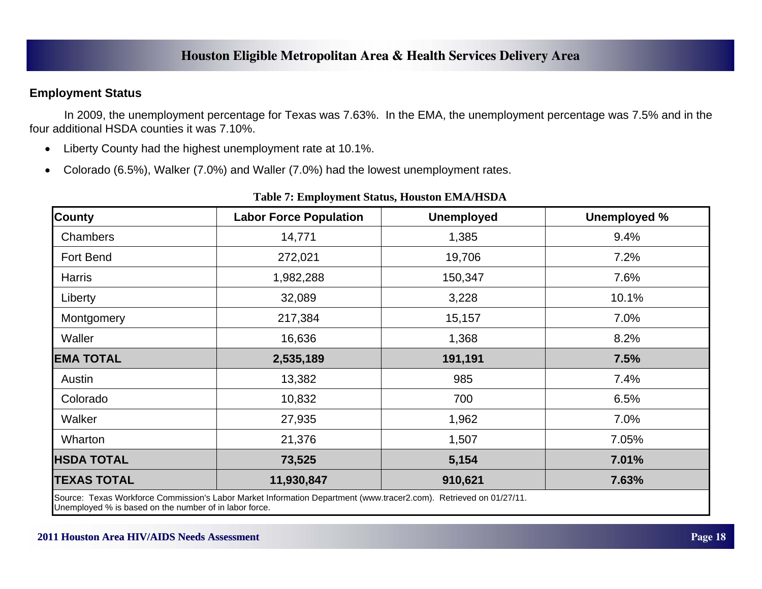## Employment Status

In 2009, the unemployment percentage for Texas was 7.63%. In the EMA, the unemployment percentage was 7.5% and in the four additional HSDA counties it was 7.10%.

- Liberty County had the highest unemployment rate at 10.1%.
- Colorado (6.5%), Walker (7.0%) and Waller (7.0%) had the lowest unemployment rates.

**Table 7: Employment Status, Houston EMA/HSDA**

| County | Labor Force Population | Unemployed | Unemployed % |
|---|---|---|---|
| Chambers | 14,771 | 1,385 | 9.4% |
| Fort Bend | 272,021 | 19,706 | 7.2% |
| Harris | 1,982,288 | 150,347 | 7.6% |
| Liberty | 32,089 | 3,228 | 10.1% |
| Montgomery | 217,384 | 15,157 | 7.0% |
| Waller | 16,636 | 1,368 | 8.2% |
| **EMA TOTAL** | **2,535,189** | **191,191** | **7.5%** |
| Austin | 13,382 | 985 | 7.4% |
| Colorado | 10,832 | 700 | 6.5% |
| Walker | 27,935 | 1,962 | 7.0% |
| Wharton | 21,376 | 1,507 | 7.05% |
| **HSDA TOTAL** | **73,525** | **5,154** | **7.01%** |
| **TEXAS TOTAL** | **11,930,847** | **910,621** | **7.63%** |

Source: Texas Workforce Commission's Labor Market Information Department (www.tracer2.com). Retrieved on 01/27/11.
Unemployed % is based on the number of in labor force.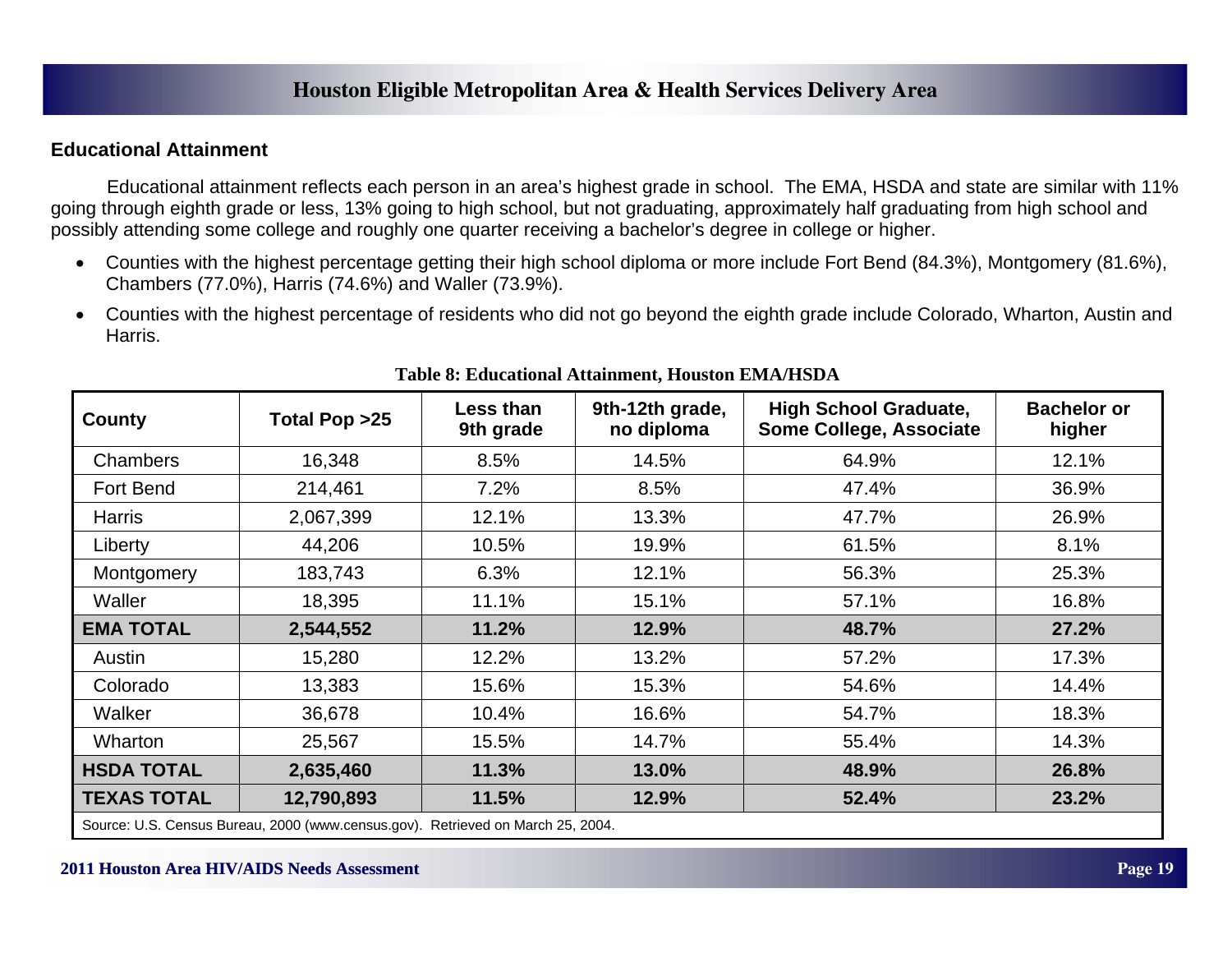## Educational Attainment

Educational attainment reflects each person in an area's highest grade in school. The EMA, HSDA and state are similar with 11% going through eighth grade or less, 13% going to high school, but not graduating, approximately half graduating from high school and possibly attending some college and roughly one quarter receiving a bachelor's degree in college or higher.

- Counties with the highest percentage getting their high school diploma or more include Fort Bend (84.3%), Montgomery (81.6%), Chambers (77.0%), Harris (74.6%) and Waller (73.9%).
- Counties with the highest percentage of residents who did not go beyond the eighth grade include Colorado, Wharton, Austin and Harris.

**Table 8: Educational Attainment, Houston EMA/HSDA**

| County | Total Pop >25 | Less than 9th grade | 9th-12th grade, no diploma | High School Graduate, Some College, Associate | Bachelor or higher |
|---|---|---|---|---|---|
| Chambers | 16,348 | 8.5% | 14.5% | 64.9% | 12.1% |
| Fort Bend | 214,461 | 7.2% | 8.5% | 47.4% | 36.9% |
| Harris | 2,067,399 | 12.1% | 13.3% | 47.7% | 26.9% |
| Liberty | 44,206 | 10.5% | 19.9% | 61.5% | 8.1% |
| Montgomery | 183,743 | 6.3% | 12.1% | 56.3% | 25.3% |
| Waller | 18,395 | 11.1% | 15.1% | 57.1% | 16.8% |
| **EMA TOTAL** | **2,544,552** | **11.2%** | **12.9%** | **48.7%** | **27.2%** |
| Austin | 15,280 | 12.2% | 13.2% | 57.2% | 17.3% |
| Colorado | 13,383 | 15.6% | 15.3% | 54.6% | 14.4% |
| Walker | 36,678 | 10.4% | 16.6% | 54.7% | 18.3% |
| Wharton | 25,567 | 15.5% | 14.7% | 55.4% | 14.3% |
| **HSDA TOTAL** | **2,635,460** | **11.3%** | **13.0%** | **48.9%** | **26.8%** |
| **TEXAS TOTAL** | **12,790,893** | **11.5%** | **12.9%** | **52.4%** | **23.2%** |

Source: U.S. Census Bureau, 2000 (www.census.gov). Retrieved on March 25, 2004.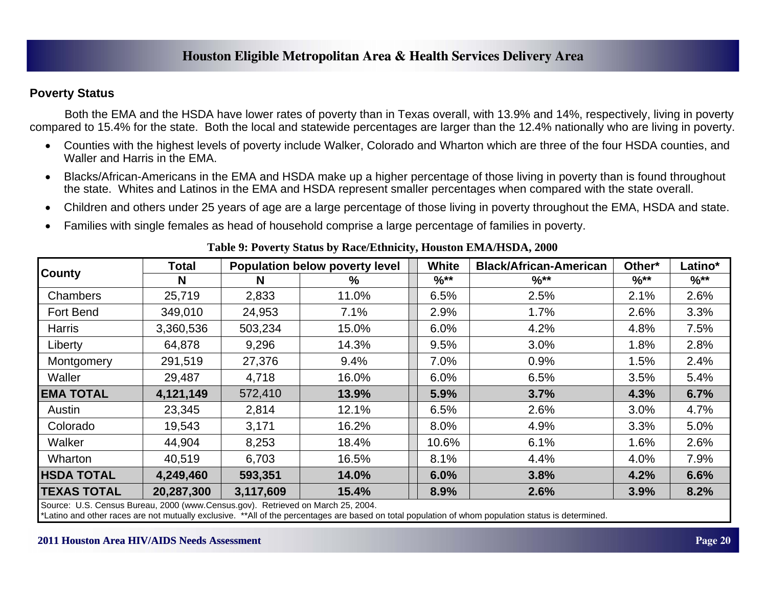## Poverty Status

Both the EMA and the HSDA have lower rates of poverty than in Texas overall, with 13.9% and 14%, respectively, living in poverty compared to 15.4% for the state. Both the local and statewide percentages are larger than the 12.4% nationally who are living in poverty.

- Counties with the highest levels of poverty include Walker, Colorado and Wharton which are three of the four HSDA counties, and Waller and Harris in the EMA.
- Blacks/African-Americans in the EMA and HSDA make up a higher percentage of those living in poverty than is found throughout the state. Whites and Latinos in the EMA and HSDA represent smaller percentages when compared with the state overall.
- Children and others under 25 years of age are a large percentage of those living in poverty throughout the EMA, HSDA and state.
- Families with single females as head of household comprise a large percentage of families in poverty.

**Table 9: Poverty Status by Race/Ethnicity, Houston EMA/HSDA, 2000**

| County | Total | Population below poverty level | | White | Black/African-American | Other* | Latino* |
|---|---|---|---|---|---|---|---|
| | N | N | % | %** | %** | %** | %** |
| Chambers | 25,719 | 2,833 | 11.0% | 6.5% | 2.5% | 2.1% | 2.6% |
| Fort Bend | 349,010 | 24,953 | 7.1% | 2.9% | 1.7% | 2.6% | 3.3% |
| Harris | 3,360,536 | 503,234 | 15.0% | 6.0% | 4.2% | 4.8% | 7.5% |
| Liberty | 64,878 | 9,296 | 14.3% | 9.5% | 3.0% | 1.8% | 2.8% |
| Montgomery | 291,519 | 27,376 | 9.4% | 7.0% | 0.9% | 1.5% | 2.4% |
| Waller | 29,487 | 4,718 | 16.0% | 6.0% | 6.5% | 3.5% | 5.4% |
| **EMA TOTAL** | **4,121,149** | 572,410 | **13.9%** | **5.9%** | **3.7%** | **4.3%** | **6.7%** |
| Austin | 23,345 | 2,814 | 12.1% | 6.5% | 2.6% | 3.0% | 4.7% |
| Colorado | 19,543 | 3,171 | 16.2% | 8.0% | 4.9% | 3.3% | 5.0% |
| Walker | 44,904 | 8,253 | 18.4% | 10.6% | 6.1% | 1.6% | 2.6% |
| Wharton | 40,519 | 6,703 | 16.5% | 8.1% | 4.4% | 4.0% | 7.9% |
| **HSDA TOTAL** | **4,249,460** | **593,351** | **14.0%** | **6.0%** | **3.8%** | **4.2%** | **6.6%** |
| **TEXAS TOTAL** | **20,287,300** | **3,117,609** | **15.4%** | **8.9%** | **2.6%** | **3.9%** | **8.2%** |

Source: U.S. Census Bureau, 2000 (www.Census.gov). Retrieved on March 25, 2004.
*Latino and other races are not mutually exclusive. **All of the percentages are based on total population of whom population status is determined.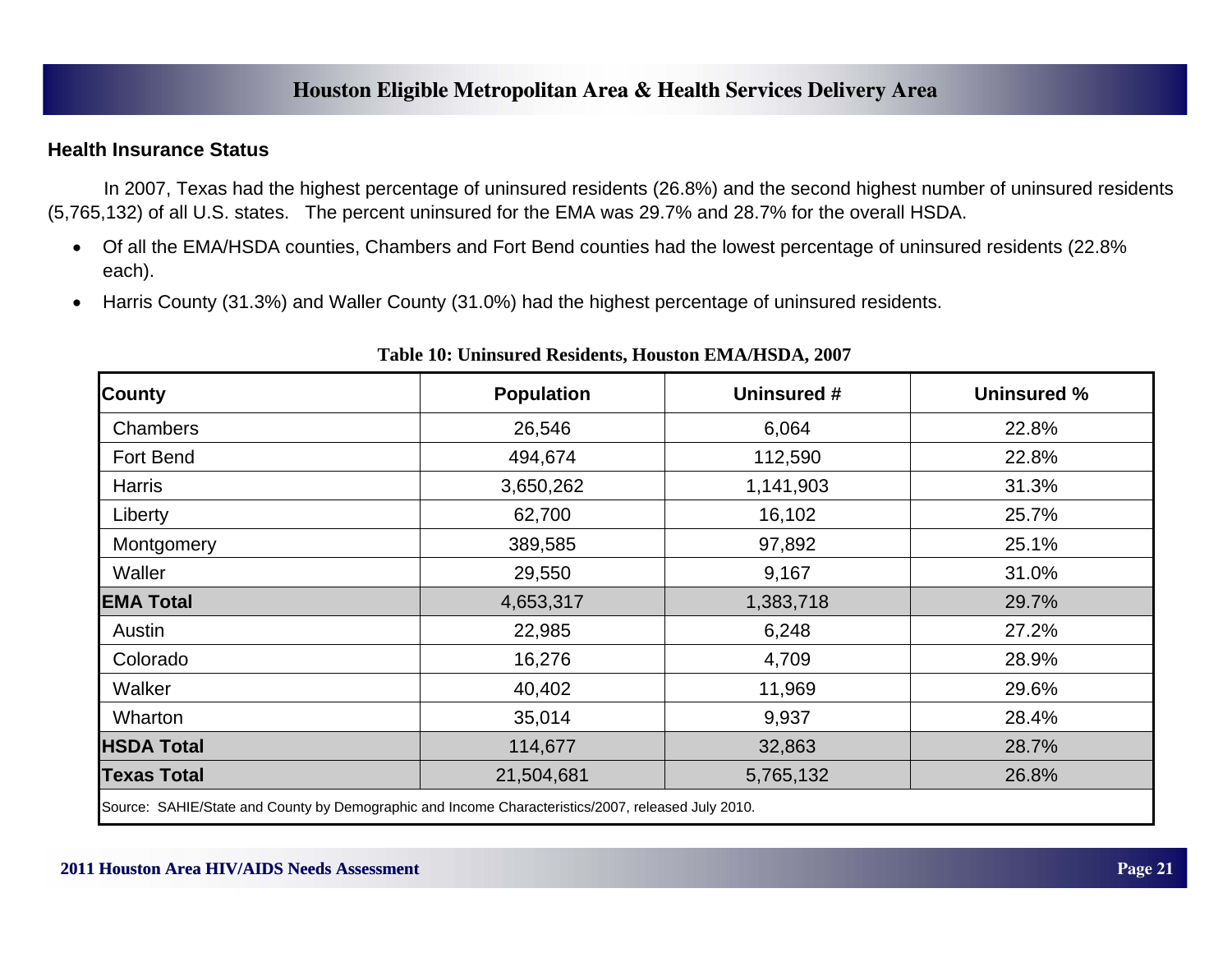## Health Insurance Status

In 2007, Texas had the highest percentage of uninsured residents (26.8%) and the second highest number of uninsured residents (5,765,132) of all U.S. states. The percent uninsured for the EMA was 29.7% and 28.7% for the overall HSDA.

- Of all the EMA/HSDA counties, Chambers and Fort Bend counties had the lowest percentage of uninsured residents (22.8% each).
- Harris County (31.3%) and Waller County (31.0%) had the highest percentage of uninsured residents.

**Table 10: Uninsured Residents, Houston EMA/HSDA, 2007**

| County | Population | Uninsured # | Uninsured % |
|---|---|---|---|
| Chambers | 26,546 | 6,064 | 22.8% |
| Fort Bend | 494,674 | 112,590 | 22.8% |
| Harris | 3,650,262 | 1,141,903 | 31.3% |
| Liberty | 62,700 | 16,102 | 25.7% |
| Montgomery | 389,585 | 97,892 | 25.1% |
| Waller | 29,550 | 9,167 | 31.0% |
| **EMA Total** | 4,653,317 | 1,383,718 | 29.7% |
| Austin | 22,985 | 6,248 | 27.2% |
| Colorado | 16,276 | 4,709 | 28.9% |
| Walker | 40,402 | 11,969 | 29.6% |
| Wharton | 35,014 | 9,937 | 28.4% |
| **HSDA Total** | 114,677 | 32,863 | 28.7% |
| **Texas Total** | 21,504,681 | 5,765,132 | 26.8% |

Source: SAHIE/State and County by Demographic and Income Characteristics/2007, released July 2010.